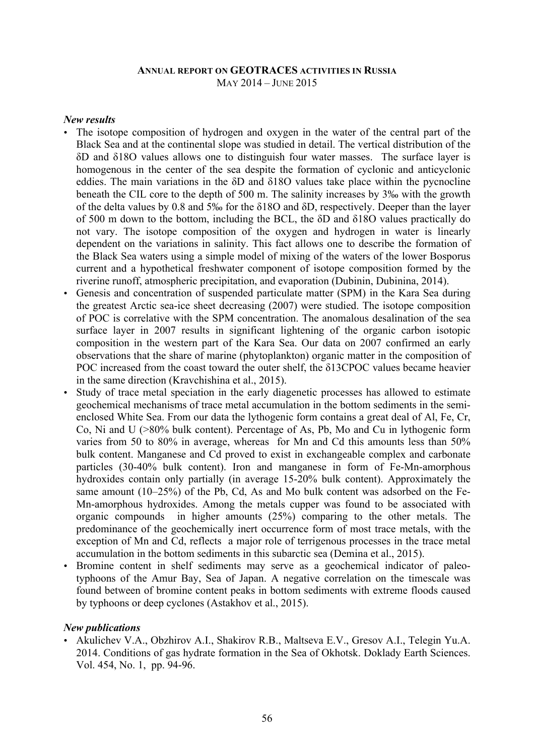# ANNUAL REPORT ON GEOTRACES ACTIVITIES IN RUSSIA

MAY 2014 – JUNE 2015

***New results***

- The isotope composition of hydrogen and oxygen in the water of the central part of the Black Sea and at the continental slope was studied in detail. The vertical distribution of the δD and δ18O values allows one to distinguish four water masses. The surface layer is homogenous in the center of the sea despite the formation of cyclonic and anticyclonic eddies. The main variations in the δD and δ18O values take place within the pycnocline beneath the CIL core to the depth of 500 m. The salinity increases by 3‰ with the growth of the delta values by 0.8 and 5‰ for the δ18O and δD, respectively. Deeper than the layer of 500 m down to the bottom, including the BCL, the δD and δ18O values practically do not vary. The isotope composition of the oxygen and hydrogen in water is linearly dependent on the variations in salinity. This fact allows one to describe the formation of the Black Sea waters using a simple model of mixing of the waters of the lower Bosporus current and a hypothetical freshwater component of isotope composition formed by the riverine runoff, atmospheric precipitation, and evaporation (Dubinin, Dubinina, 2014).
- Genesis and concentration of suspended particulate matter (SPM) in the Kara Sea during the greatest Arctic sea-ice sheet decreasing (2007) were studied. The isotope composition of POC is correlative with the SPM concentration. The anomalous desalination of the sea surface layer in 2007 results in significant lightening of the organic carbon isotopic composition in the western part of the Kara Sea. Our data on 2007 confirmed an early observations that the share of marine (phytoplankton) organic matter in the composition of POC increased from the coast toward the outer shelf, the δ13CPOC values became heavier in the same direction (Kravchishina et al., 2015).
- Study of trace metal speciation in the early diagenetic processes has allowed to estimate geochemical mechanisms of trace metal accumulation in the bottom sediments in the semi-enclosed White Sea. From our data the lythogenic form contains a great deal of Al, Fe, Cr, Co, Ni and U (>80% bulk content). Percentage of As, Pb, Mo and Cu in lythogenic form varies from 50 to 80% in average, whereas for Mn and Cd this amounts less than 50% bulk content. Manganese and Cd proved to exist in exchangeable complex and carbonate particles (30-40% bulk content). Iron and manganese in form of Fe-Mn-amorphous hydroxides contain only partially (in average 15-20% bulk content). Approximately the same amount (10–25%) of the Pb, Cd, As and Mo bulk content was adsorbed on the Fe-Mn-amorphous hydroxides. Among the metals cupper was found to be associated with organic compounds in higher amounts (25%) comparing to the other metals. The predominance of the geochemically inert occurrence form of most trace metals, with the exception of Mn and Cd, reflects a major role of terrigenous processes in the trace metal accumulation in the bottom sediments in this subarctic sea (Demina et al., 2015).
- Bromine content in shelf sediments may serve as a geochemical indicator of paleo-typhoons of the Amur Bay, Sea of Japan. A negative correlation on the timescale was found between of bromine content peaks in bottom sediments with extreme floods caused by typhoons or deep cyclones (Astakhov et al., 2015).

***New publications***

- Akulichev V.A., Obzhirov A.I., Shakirov R.B., Maltseva E.V., Gresov A.I., Telegin Yu.A. 2014. Conditions of gas hydrate formation in the Sea of Okhotsk. Doklady Earth Sciences. Vol. 454, No. 1, pp. 94-96.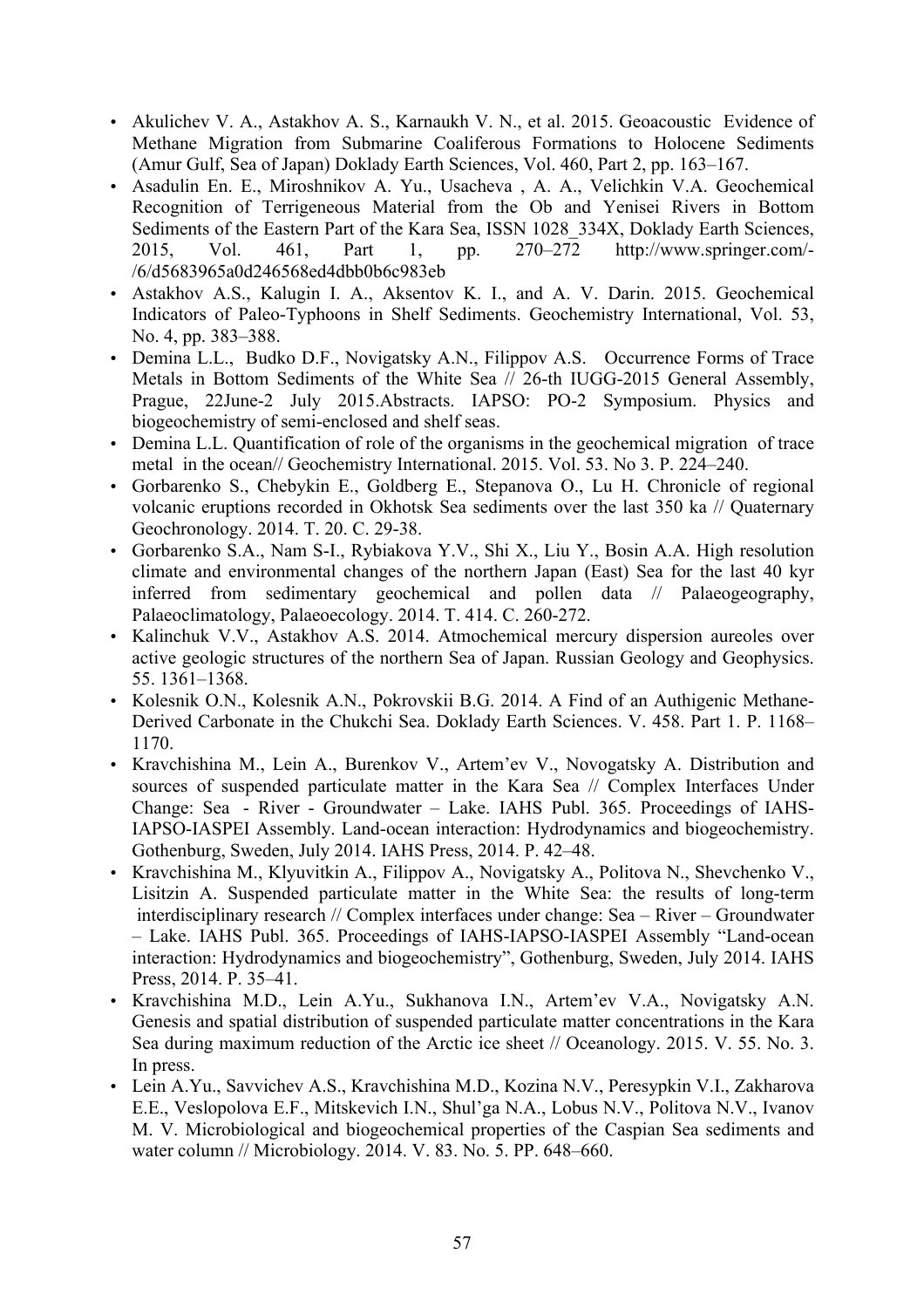- Akulichev V. A., Astakhov A. S., Karnaukh V. N., et al. 2015. Geoacoustic Evidence of Methane Migration from Submarine Coaliferous Formations to Holocene Sediments (Amur Gulf, Sea of Japan) Doklady Earth Sciences, Vol. 460, Part 2, pp. 163–167.
- Asadulin En. E., Miroshnikov A. Yu., Usacheva , A. A., Velichkin V.A. Geochemical Recognition of Terrigeneous Material from the Ob and Yenisei Rivers in Bottom Sediments of the Eastern Part of the Kara Sea, ISSN 1028_334X, Doklady Earth Sciences, 2015, Vol. 461, Part 1, pp. 270–272 http://www.springer.com/-/6/d5683965a0d246568ed4dbb0b6c983eb
- Astakhov A.S., Kalugin I. A., Aksentov K. I., and A. V. Darin. 2015. Geochemical Indicators of Paleo-Typhoons in Shelf Sediments. Geochemistry International, Vol. 53, No. 4, pp. 383–388.
- Demina L.L., Budko D.F., Novigatsky A.N., Filippov A.S. Occurrence Forms of Trace Metals in Bottom Sediments of the White Sea // 26-th IUGG-2015 General Assembly, Prague, 22June-2 July 2015.Abstracts. IAPSO: PO-2 Symposium. Physics and biogeochemistry of semi-enclosed and shelf seas.
- Demina L.L. Quantification of role of the organisms in the geochemical migration of trace metal in the ocean// Geochemistry International. 2015. Vol. 53. No 3. P. 224–240.
- Gorbarenko S., Chebykin E., Goldberg E., Stepanova O., Lu H. Chronicle of regional volcanic eruptions recorded in Okhotsk Sea sediments over the last 350 ka // Quaternary Geochronology. 2014. T. 20. C. 29-38.
- Gorbarenko S.A., Nam S-I., Rybiakova Y.V., Shi X., Liu Y., Bosin A.A. High resolution climate and environmental changes of the northern Japan (East) Sea for the last 40 kyr inferred from sedimentary geochemical and pollen data // Palaeogeography, Palaeoclimatology, Palaeoecology. 2014. T. 414. C. 260-272.
- Kalinchuk V.V., Astakhov A.S. 2014. Atmochemical mercury dispersion aureoles over active geologic structures of the northern Sea of Japan. Russian Geology and Geophysics. 55. 1361–1368.
- Kolesnik O.N., Kolesnik A.N., Pokrovskii B.G. 2014. A Find of an Authigenic Methane-Derived Carbonate in the Chukchi Sea. Doklady Earth Sciences. V. 458. Part 1. P. 1168–1170.
- Kravchishina M., Lein A., Burenkov V., Artem'ev V., Novogatsky A. Distribution and sources of suspended particulate matter in the Kara Sea // Complex Interfaces Under Change: Sea - River - Groundwater – Lake. IAHS Publ. 365. Proceedings of IAHS-IAPSO-IASPEI Assembly. Land-ocean interaction: Hydrodynamics and biogeochemistry. Gothenburg, Sweden, July 2014. IAHS Press, 2014. P. 42–48.
- Kravchishina M., Klyuvitkin A., Filippov A., Novigatsky A., Politova N., Shevchenko V., Lisitzin A. Suspended particulate matter in the White Sea: the results of long-term interdisciplinary research // Complex interfaces under change: Sea – River – Groundwater – Lake. IAHS Publ. 365. Proceedings of IAHS-IAPSO-IASPEI Assembly "Land-ocean interaction: Hydrodynamics and biogeochemistry", Gothenburg, Sweden, July 2014. IAHS Press, 2014. P. 35–41.
- Kravchishina M.D., Lein A.Yu., Sukhanova I.N., Artem'ev V.A., Novigatsky A.N. Genesis and spatial distribution of suspended particulate matter concentrations in the Kara Sea during maximum reduction of the Arctic ice sheet // Oceanology. 2015. V. 55. No. 3. In press.
- Lein A.Yu., Savvichev A.S., Kravchishina M.D., Kozina N.V., Peresypkin V.I., Zakharova E.E., Veslopolova E.F., Mitskevich I.N., Shul'ga N.A., Lobus N.V., Politova N.V., Ivanov M. V. Microbiological and biogeochemical properties of the Caspian Sea sediments and water column // Microbiology. 2014. V. 83. No. 5. PP. 648–660.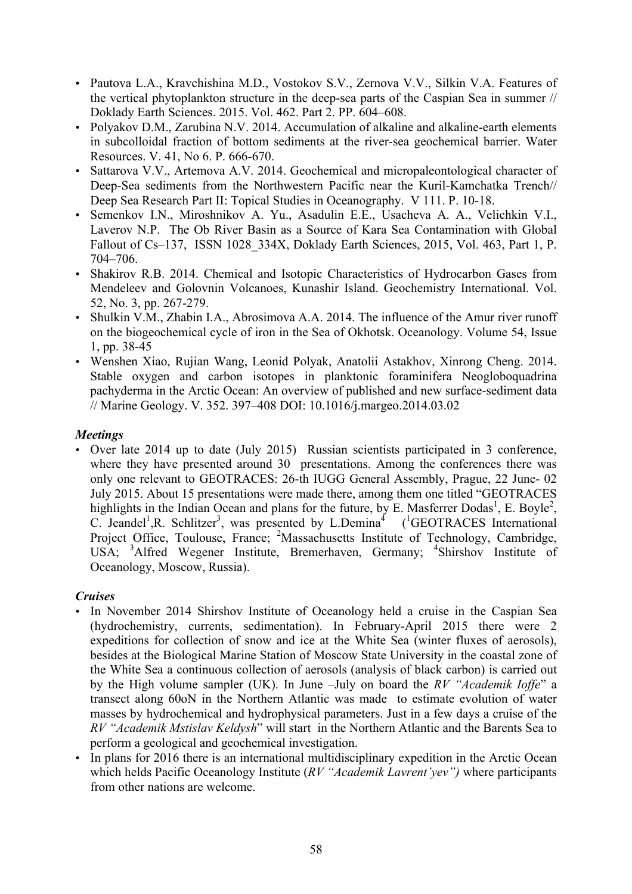- Pautova L.A., Kravchishina M.D., Vostokov S.V., Zernova V.V., Silkin V.A. Features of the vertical phytoplankton structure in the deep-sea parts of the Caspian Sea in summer // Doklady Earth Sciences. 2015. Vol. 462. Part 2. PP. 604–608.
- Polyakov D.M., Zarubina N.V. 2014. Accumulation of alkaline and alkaline-earth elements in subcolloidal fraction of bottom sediments at the river-sea geochemical barrier. Water Resources. V. 41, No 6. P. 666-670.
- Sattarova V.V., Artemova A.V. 2014. Geochemical and micropaleontological character of Deep-Sea sediments from the Northwestern Pacific near the Kuril-Kamchatka Trench// Deep Sea Research Part II: Topical Studies in Oceanography. V 111. P. 10-18.
- Semenkov I.N., Miroshnikov A. Yu., Asadulin E.E., Usacheva A. A., Velichkin V.I., Laverov N.P. The Ob River Basin as a Source of Kara Sea Contamination with Global Fallout of Cs–137, ISSN 1028_334X, Doklady Earth Sciences, 2015, Vol. 463, Part 1, P. 704–706.
- Shakirov R.B. 2014. Chemical and Isotopic Characteristics of Hydrocarbon Gases from Mendeleev and Golovnin Volcanoes, Kunashir Island. Geochemistry International. Vol. 52, No. 3, pp. 267-279.
- Shulkin V.M., Zhabin I.A., Abrosimova A.A. 2014. The influence of the Amur river runoff on the biogeochemical cycle of iron in the Sea of Okhotsk. Oceanology. Volume 54, Issue 1, pp. 38-45
- Wenshen Xiao, Rujian Wang, Leonid Polyak, Anatolii Astakhov, Xinrong Cheng. 2014. Stable oxygen and carbon isotopes in planktonic foraminifera Neogloboquadrina pachyderma in the Arctic Ocean: An overview of published and new surface-sediment data // Marine Geology. V. 352. 397–408 DOI: 10.1016/j.margeo.2014.03.02

***Meetings***

- Over late 2014 up to date (July 2015) Russian scientists participated in 3 conference, where they have presented around 30 presentations. Among the conferences there was only one relevant to GEOTRACES: 26-th IUGG General Assembly, Prague, 22 June- 02 July 2015. About 15 presentations were made there, among them one titled "GEOTRACES highlights in the Indian Ocean and plans for the future, by E. Masferrer Dodas[1], E. Boyle[2], C. Jeandel[1],R. Schlitzer[3], was presented by L.Demina[4] ([1]GEOTRACES International Project Office, Toulouse, France; [2]Massachusetts Institute of Technology, Cambridge, USA; [3]Alfred Wegener Institute, Bremerhaven, Germany; [4]Shirshov Institute of Oceanology, Moscow, Russia).

***Cruises***

- In November 2014 Shirshov Institute of Oceanology held a cruise in the Caspian Sea (hydrochemistry, currents, sedimentation). In February-April 2015 there were 2 expeditions for collection of snow and ice at the White Sea (winter fluxes of aerosols), besides at the Biological Marine Station of Moscow State University in the coastal zone of the White Sea a continuous collection of aerosols (analysis of black carbon) is carried out by the High volume sampler (UK). In June –July on board the *RV "Academik Ioffe*" a transect along 60oN in the Northern Atlantic was made to estimate evolution of water masses by hydrochemical and hydrophysical parameters. Just in a few days a cruise of the *RV "Academik Mstislav Keldysh*" will start in the Northern Atlantic and the Barents Sea to perform a geological and geochemical investigation.
- In plans for 2016 there is an international multidisciplinary expedition in the Arctic Ocean which helds Pacific Oceanology Institute (*RV "Academik Lavrent'yev")* where participants from other nations are welcome.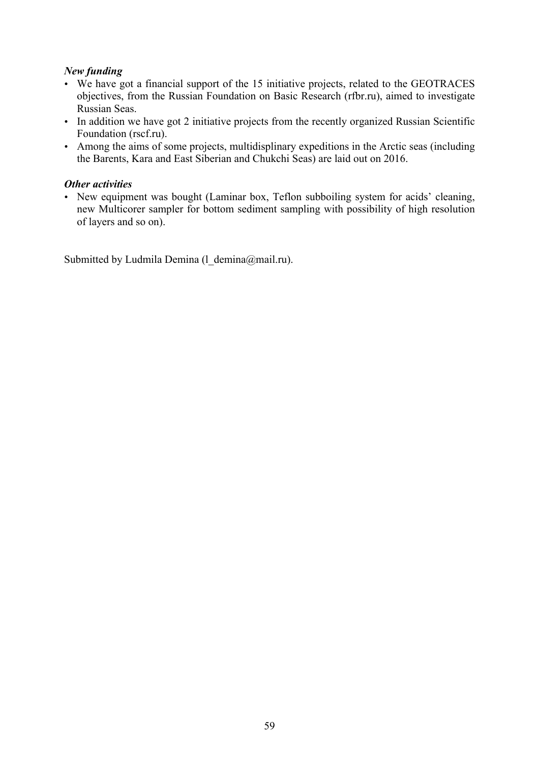***New funding***

- We have got a financial support of the 15 initiative projects, related to the GEOTRACES objectives, from the Russian Foundation on Basic Research (rfbr.ru), aimed to investigate Russian Seas.
- In addition we have got 2 initiative projects from the recently organized Russian Scientific Foundation (rscf.ru).
- Among the aims of some projects, multidisplinary expeditions in the Arctic seas (including the Barents, Kara and East Siberian and Chukchi Seas) are laid out on 2016.

***Other activities***

- New equipment was bought (Laminar box, Teflon subboiling system for acids' cleaning, new Multicorer sampler for bottom sediment sampling with possibility of high resolution of layers and so on).

Submitted by Ludmila Demina (l_demina@mail.ru).